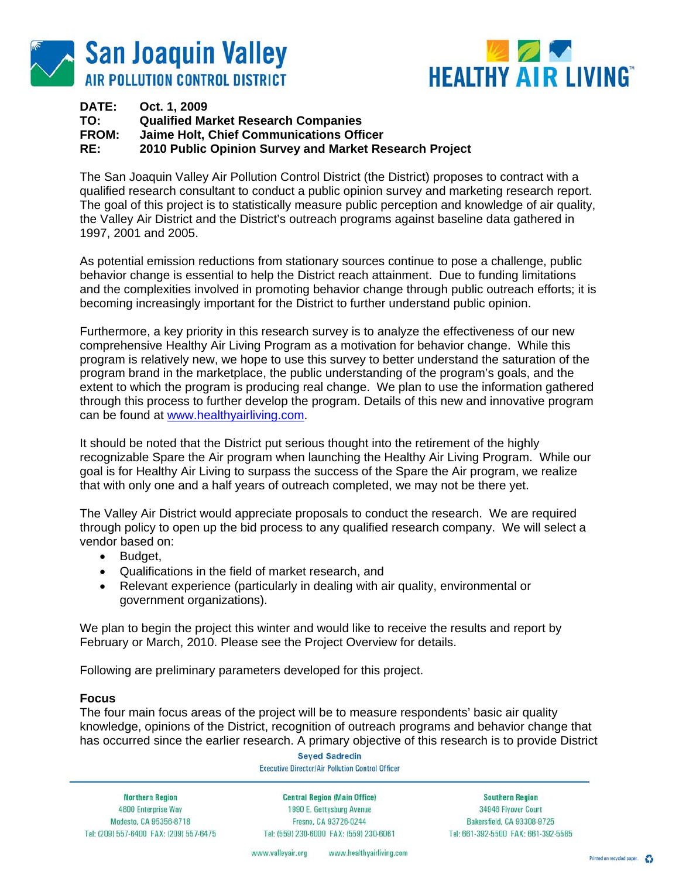# San Joaquin Valley AIR POLLUTION CONTROL DISTRICT

# HEALTHY AIR LIVING™

**DATE:** **Oct. 1, 2009**
**TO:** **Qualified Market Research Companies**
**FROM:** **Jaime Holt, Chief Communications Officer**
**RE:** **2010 Public Opinion Survey and Market Research Project**

The San Joaquin Valley Air Pollution Control District (the District) proposes to contract with a qualified research consultant to conduct a public opinion survey and marketing research report. The goal of this project is to statistically measure public perception and knowledge of air quality, the Valley Air District and the District's outreach programs against baseline data gathered in 1997, 2001 and 2005.

As potential emission reductions from stationary sources continue to pose a challenge, public behavior change is essential to help the District reach attainment. Due to funding limitations and the complexities involved in promoting behavior change through public outreach efforts; it is becoming increasingly important for the District to further understand public opinion.

Furthermore, a key priority in this research survey is to analyze the effectiveness of our new comprehensive Healthy Air Living Program as a motivation for behavior change. While this program is relatively new, we hope to use this survey to better understand the saturation of the program brand in the marketplace, the public understanding of the program's goals, and the extent to which the program is producing real change. We plan to use the information gathered through this process to further develop the program. Details of this new and innovative program can be found at www.healthyairliving.com.

It should be noted that the District put serious thought into the retirement of the highly recognizable Spare the Air program when launching the Healthy Air Living Program. While our goal is for Healthy Air Living to surpass the success of the Spare the Air program, we realize that with only one and a half years of outreach completed, we may not be there yet.

The Valley Air District would appreciate proposals to conduct the research. We are required through policy to open up the bid process to any qualified research company. We will select a vendor based on:

- Budget,
- Qualifications in the field of market research, and
- Relevant experience (particularly in dealing with air quality, environmental or government organizations).

We plan to begin the project this winter and would like to receive the results and report by February or March, 2010. Please see the Project Overview for details.

Following are preliminary parameters developed for this project.

**Focus**

The four main focus areas of the project will be to measure respondents' basic air quality knowledge, opinions of the District, recognition of outreach programs and behavior change that has occurred since the earlier research. A primary objective of this research is to provide District

Seyed Sadredin
Executive Director/Air Pollution Control Officer

| Northern Region | Central Region (Main Office) | Southern Region |
|---|---|---|
| 4800 Enterprise Way | 1990 E. Gettysburg Avenue | 34946 Flyover Court |
| Modesto, CA 95356-8718 | Fresno, CA 93726-0244 | Bakersfield, CA 93308-9725 |
| Tel: (209) 557-6400 FAX: (209) 557-6475 | Tel: (559) 230-6000 FAX: (559) 230-6061 | Tel: 661-392-5500 FAX: 661-392-5585 |

www.valleyair.org www.healthyairliving.com

Printed on recycled paper.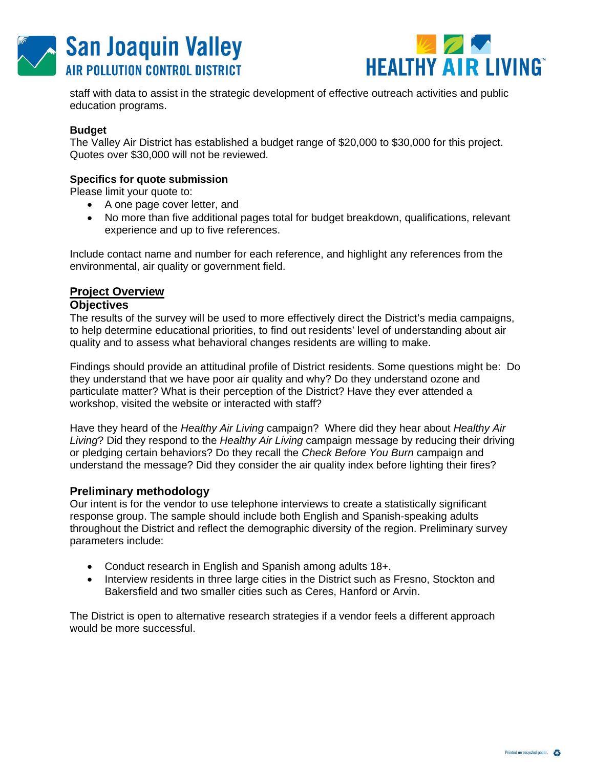staff with data to assist in the strategic development of effective outreach activities and public education programs.

**Budget**
The Valley Air District has established a budget range of $20,000 to $30,000 for this project. Quotes over $30,000 will not be reviewed.

**Specifics for quote submission**
Please limit your quote to:

- A one page cover letter, and
- No more than five additional pages total for budget breakdown, qualifications, relevant experience and up to five references.

Include contact name and number for each reference, and highlight any references from the environmental, air quality or government field.

## Project Overview

### Objectives

The results of the survey will be used to more effectively direct the District's media campaigns, to help determine educational priorities, to find out residents' level of understanding about air quality and to assess what behavioral changes residents are willing to make.

Findings should provide an attitudinal profile of District residents. Some questions might be: Do they understand that we have poor air quality and why? Do they understand ozone and particulate matter? What is their perception of the District? Have they ever attended a workshop, visited the website or interacted with staff?

Have they heard of the *Healthy Air Living* campaign? Where did they hear about *Healthy Air Living*? Did they respond to the *Healthy Air Living* campaign message by reducing their driving or pledging certain behaviors? Do they recall the *Check Before You Burn* campaign and understand the message? Did they consider the air quality index before lighting their fires?

### Preliminary methodology

Our intent is for the vendor to use telephone interviews to create a statistically significant response group. The sample should include both English and Spanish-speaking adults throughout the District and reflect the demographic diversity of the region. Preliminary survey parameters include:

- Conduct research in English and Spanish among adults 18+.
- Interview residents in three large cities in the District such as Fresno, Stockton and Bakersfield and two smaller cities such as Ceres, Hanford or Arvin.

The District is open to alternative research strategies if a vendor feels a different approach would be more successful.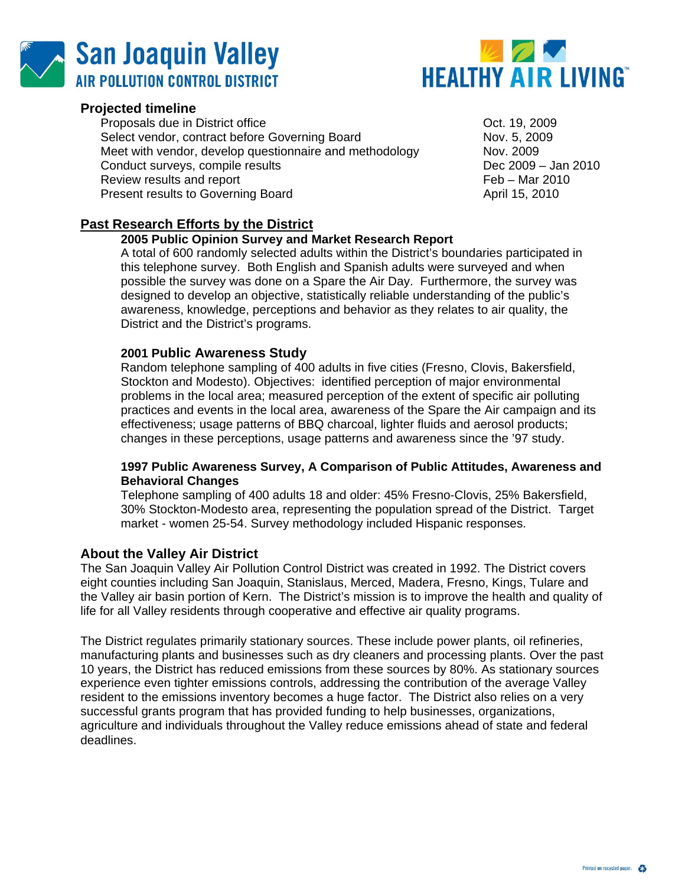### Projected timeline

| | |
|---|---|
| Proposals due in District office | Oct. 19, 2009 |
| Select vendor, contract before Governing Board | Nov. 5, 2009 |
| Meet with vendor, develop questionnaire and methodology | Nov. 2009 |
| Conduct surveys, compile results | Dec 2009 – Jan 2010 |
| Review results and report | Feb – Mar 2010 |
| Present results to Governing Board | April 15, 2010 |

## Past Research Efforts by the District

**2005 Public Opinion Survey and Market Research Report**

A total of 600 randomly selected adults within the District's boundaries participated in this telephone survey. Both English and Spanish adults were surveyed and when possible the survey was done on a Spare the Air Day. Furthermore, the survey was designed to develop an objective, statistically reliable understanding of the public's awareness, knowledge, perceptions and behavior as they relates to air quality, the District and the District's programs.

**2001 Public Awareness Study**

Random telephone sampling of 400 adults in five cities (Fresno, Clovis, Bakersfield, Stockton and Modesto). Objectives: identified perception of major environmental problems in the local area; measured perception of the extent of specific air polluting practices and events in the local area, awareness of the Spare the Air campaign and its effectiveness; usage patterns of BBQ charcoal, lighter fluids and aerosol products; changes in these perceptions, usage patterns and awareness since the '97 study.

**1997 Public Awareness Survey, A Comparison of Public Attitudes, Awareness and Behavioral Changes**

Telephone sampling of 400 adults 18 and older: 45% Fresno-Clovis, 25% Bakersfield, 30% Stockton-Modesto area, representing the population spread of the District. Target market - women 25-54. Survey methodology included Hispanic responses.

### About the Valley Air District

The San Joaquin Valley Air Pollution Control District was created in 1992. The District covers eight counties including San Joaquin, Stanislaus, Merced, Madera, Fresno, Kings, Tulare and the Valley air basin portion of Kern. The District's mission is to improve the health and quality of life for all Valley residents through cooperative and effective air quality programs.

The District regulates primarily stationary sources. These include power plants, oil refineries, manufacturing plants and businesses such as dry cleaners and processing plants. Over the past 10 years, the District has reduced emissions from these sources by 80%. As stationary sources experience even tighter emissions controls, addressing the contribution of the average Valley resident to the emissions inventory becomes a huge factor. The District also relies on a very successful grants program that has provided funding to help businesses, organizations, agriculture and individuals throughout the Valley reduce emissions ahead of state and federal deadlines.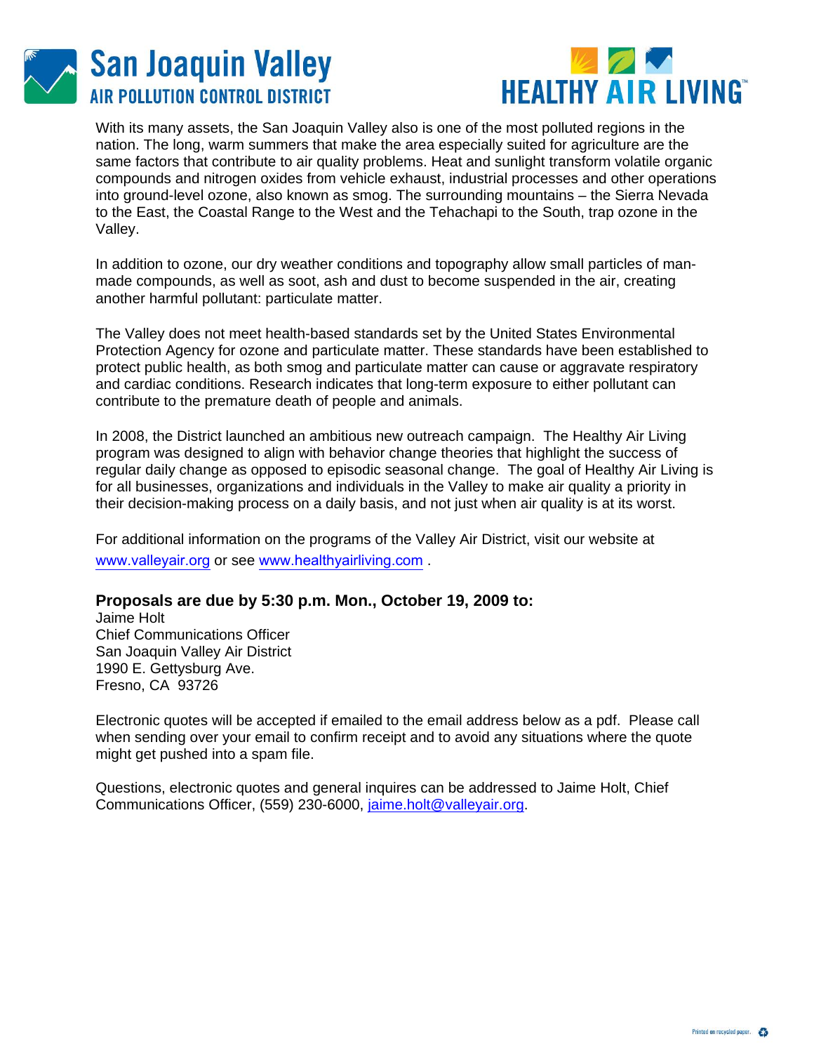San Joaquin Valley
AIR POLLUTION CONTROL DISTRICT

HEALTHY AIR LIVING™

With its many assets, the San Joaquin Valley also is one of the most polluted regions in the nation. The long, warm summers that make the area especially suited for agriculture are the same factors that contribute to air quality problems. Heat and sunlight transform volatile organic compounds and nitrogen oxides from vehicle exhaust, industrial processes and other operations into ground-level ozone, also known as smog. The surrounding mountains – the Sierra Nevada to the East, the Coastal Range to the West and the Tehachapi to the South, trap ozone in the Valley.

In addition to ozone, our dry weather conditions and topography allow small particles of man-made compounds, as well as soot, ash and dust to become suspended in the air, creating another harmful pollutant: particulate matter.

The Valley does not meet health-based standards set by the United States Environmental Protection Agency for ozone and particulate matter. These standards have been established to protect public health, as both smog and particulate matter can cause or aggravate respiratory and cardiac conditions. Research indicates that long-term exposure to either pollutant can contribute to the premature death of people and animals.

In 2008, the District launched an ambitious new outreach campaign. The Healthy Air Living program was designed to align with behavior change theories that highlight the success of regular daily change as opposed to episodic seasonal change. The goal of Healthy Air Living is for all businesses, organizations and individuals in the Valley to make air quality a priority in their decision-making process on a daily basis, and not just when air quality is at its worst.

For additional information on the programs of the Valley Air District, visit our website at www.valleyair.org or see www.healthyairliving.com .

**Proposals are due by 5:30 p.m. Mon., October 19, 2009 to:**

Jaime Holt
Chief Communications Officer
San Joaquin Valley Air District
1990 E. Gettysburg Ave.
Fresno, CA 93726

Electronic quotes will be accepted if emailed to the email address below as a pdf. Please call when sending over your email to confirm receipt and to avoid any situations where the quote might get pushed into a spam file.

Questions, electronic quotes and general inquires can be addressed to Jaime Holt, Chief Communications Officer, (559) 230-6000, jaime.holt@valleyair.org.

Printed on recycled paper.